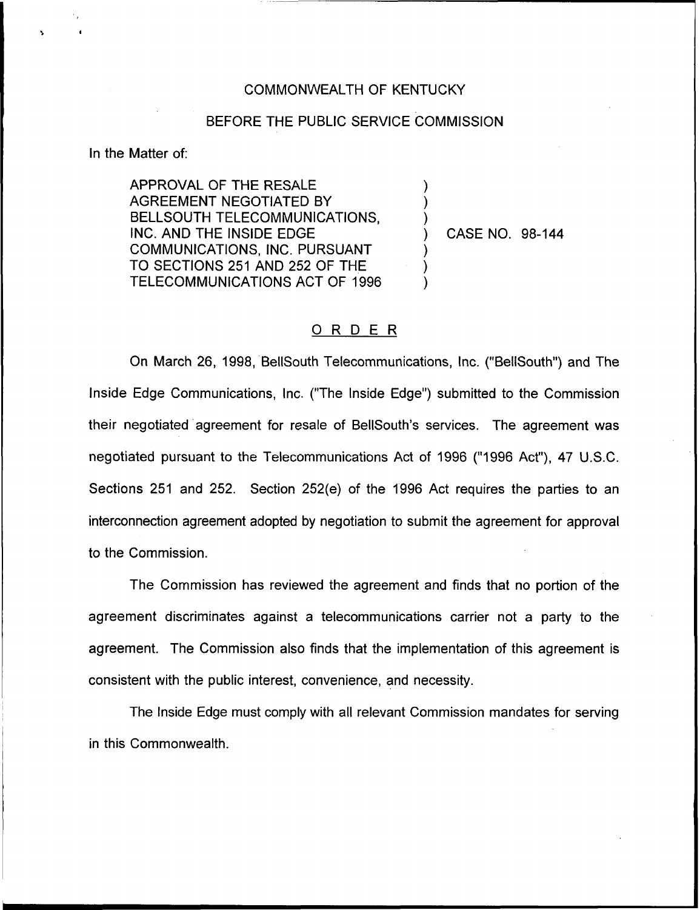COMMONWEALTH OF KENTUCKY

BEFORE THE PUBLIC SERVICE COMMISSION

In the Matter of:

APPROVAL OF THE RESALE AGREEMENT NEGOTIATED BY BELLSOUTH TELECOMMUNICATIONS, INC. AND THE INSIDE EDGE COMMUNICATIONS, INC. PURSUANT TO SECTIONS 251 AND 252 OF THE TELECOMMUNICATIONS ACT OF 1996 ) CASE NO. 98-144

## ORDER

On March 26, 1998, BellSouth Telecommunications, Inc. ("BellSouth") and The Inside Edge Communications, Inc. ("The Inside Edge") submitted to the Commission their negotiated agreement for resale of BellSouth's services. The agreement was negotiated pursuant to the Telecommunications Act of 1996 ("1996 Act"), 47 U.S.C. Sections 251 and 252. Section 252(e) of the 1996 Act requires the parties to an interconnection agreement adopted by negotiation to submit the agreement for approval to the Commission.

The Commission has reviewed the agreement and finds that no portion of the agreement discriminates against a telecommunications carrier not a party to the agreement. The Commission also finds that the implementation of this agreement is consistent with the public interest, convenience, and necessity.

The Inside Edge must comply with all relevant Commission mandates for serving in this Commonwealth.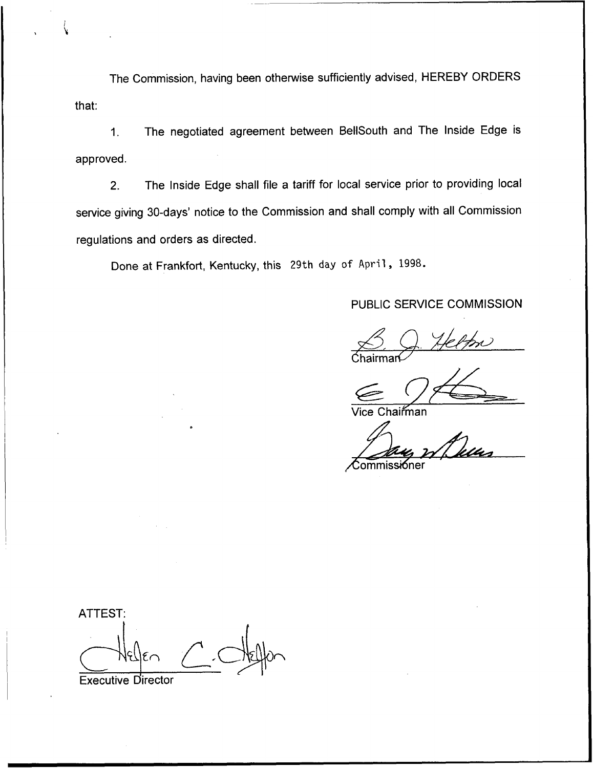The Commission, having been otherwise sufficiently advised, HEREBY ORDERS that:

1. The negotiated agreement between BellSouth and The Inside Edge is approved.

2. The Inside Edge shall file a tariff for local service prior to providing local service giving 30-days' notice to the Commission and shall comply with all Commission regulations and orders as directed.

Done at Frankfort, Kentucky, this 29th day of April, 1998.

PUBLIC SERVICE COMMISSION

Chairman

Vice Chairman

Commissioner

ATTEST:

Executive Director